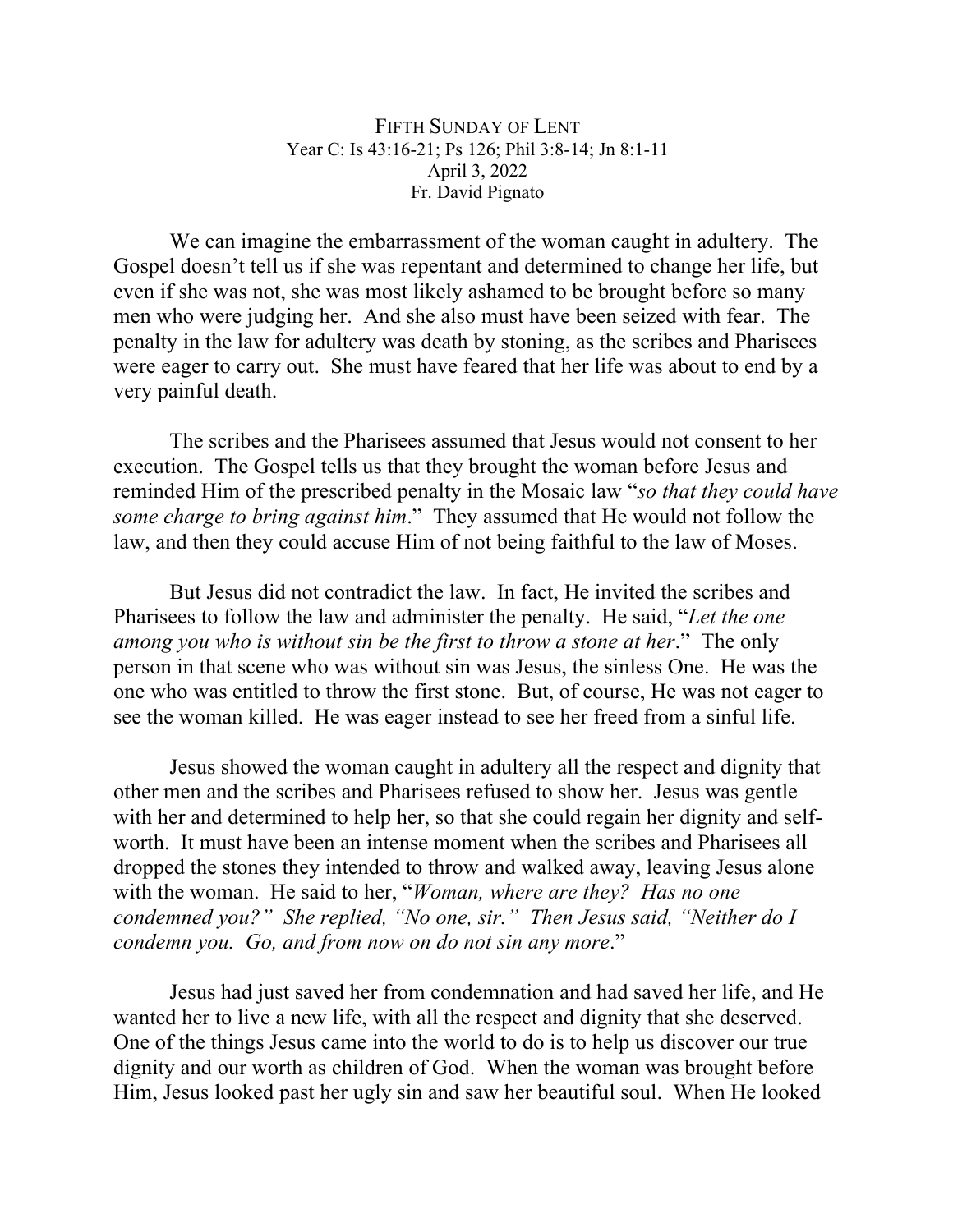# FIFTH SUNDAY OF LENT

Year C: Is 43:16-21; Ps 126; Phil 3:8-14; Jn 8:1-11

April 3, 2022

Fr. David Pignato

We can imagine the embarrassment of the woman caught in adultery. The Gospel doesn't tell us if she was repentant and determined to change her life, but even if she was not, she was most likely ashamed to be brought before so many men who were judging her. And she also must have been seized with fear. The penalty in the law for adultery was death by stoning, as the scribes and Pharisees were eager to carry out. She must have feared that her life was about to end by a very painful death.

The scribes and the Pharisees assumed that Jesus would not consent to her execution. The Gospel tells us that they brought the woman before Jesus and reminded Him of the prescribed penalty in the Mosaic law "*so that they could have some charge to bring against him*." They assumed that He would not follow the law, and then they could accuse Him of not being faithful to the law of Moses.

But Jesus did not contradict the law. In fact, He invited the scribes and Pharisees to follow the law and administer the penalty. He said, "*Let the one among you who is without sin be the first to throw a stone at her*." The only person in that scene who was without sin was Jesus, the sinless One. He was the one who was entitled to throw the first stone. But, of course, He was not eager to see the woman killed. He was eager instead to see her freed from a sinful life.

Jesus showed the woman caught in adultery all the respect and dignity that other men and the scribes and Pharisees refused to show her. Jesus was gentle with her and determined to help her, so that she could regain her dignity and self-worth. It must have been an intense moment when the scribes and Pharisees all dropped the stones they intended to throw and walked away, leaving Jesus alone with the woman. He said to her, "*Woman, where are they? Has no one condemned you?" She replied, "No one, sir." Then Jesus said, "Neither do I condemn you. Go, and from now on do not sin any more*."

Jesus had just saved her from condemnation and had saved her life, and He wanted her to live a new life, with all the respect and dignity that she deserved. One of the things Jesus came into the world to do is to help us discover our true dignity and our worth as children of God. When the woman was brought before Him, Jesus looked past her ugly sin and saw her beautiful soul. When He looked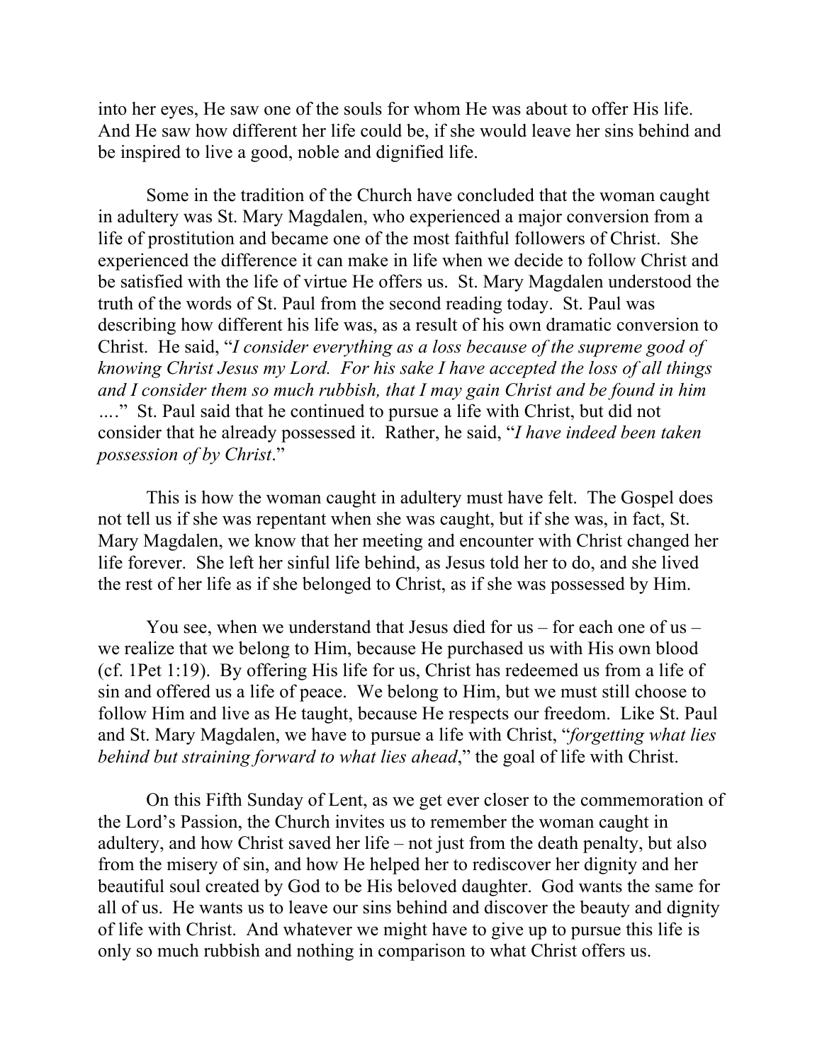into her eyes, He saw one of the souls for whom He was about to offer His life. And He saw how different her life could be, if she would leave her sins behind and be inspired to live a good, noble and dignified life.

Some in the tradition of the Church have concluded that the woman caught in adultery was St. Mary Magdalen, who experienced a major conversion from a life of prostitution and became one of the most faithful followers of Christ. She experienced the difference it can make in life when we decide to follow Christ and be satisfied with the life of virtue He offers us. St. Mary Magdalen understood the truth of the words of St. Paul from the second reading today. St. Paul was describing how different his life was, as a result of his own dramatic conversion to Christ. He said, "*I consider everything as a loss because of the supreme good of knowing Christ Jesus my Lord. For his sake I have accepted the loss of all things and I consider them so much rubbish, that I may gain Christ and be found in him ….*" St. Paul said that he continued to pursue a life with Christ, but did not consider that he already possessed it. Rather, he said, "*I have indeed been taken possession of by Christ*."

This is how the woman caught in adultery must have felt. The Gospel does not tell us if she was repentant when she was caught, but if she was, in fact, St. Mary Magdalen, we know that her meeting and encounter with Christ changed her life forever. She left her sinful life behind, as Jesus told her to do, and she lived the rest of her life as if she belonged to Christ, as if she was possessed by Him.

You see, when we understand that Jesus died for us – for each one of us – we realize that we belong to Him, because He purchased us with His own blood (cf. 1Pet 1:19). By offering His life for us, Christ has redeemed us from a life of sin and offered us a life of peace. We belong to Him, but we must still choose to follow Him and live as He taught, because He respects our freedom. Like St. Paul and St. Mary Magdalen, we have to pursue a life with Christ, "*forgetting what lies behind but straining forward to what lies ahead*," the goal of life with Christ.

On this Fifth Sunday of Lent, as we get ever closer to the commemoration of the Lord's Passion, the Church invites us to remember the woman caught in adultery, and how Christ saved her life – not just from the death penalty, but also from the misery of sin, and how He helped her to rediscover her dignity and her beautiful soul created by God to be His beloved daughter. God wants the same for all of us. He wants us to leave our sins behind and discover the beauty and dignity of life with Christ. And whatever we might have to give up to pursue this life is only so much rubbish and nothing in comparison to what Christ offers us.